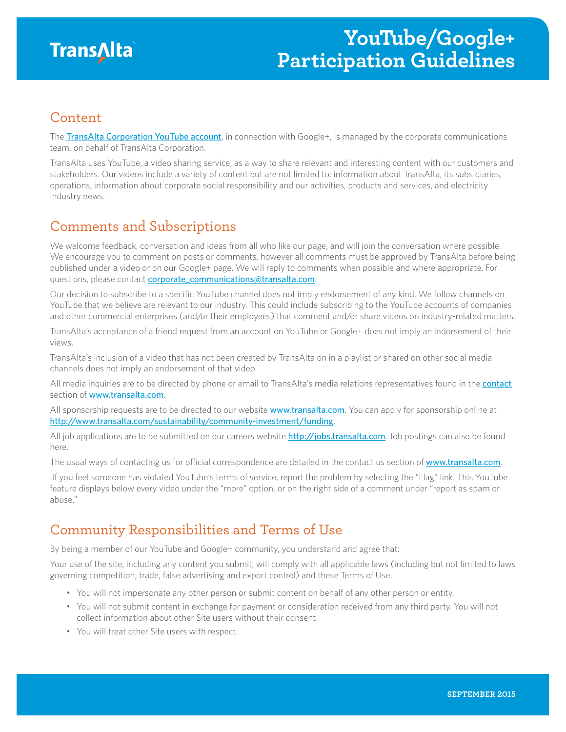# YouTube/Google+ Participation Guidelines

## Content

The [TransAlta Corporation YouTube account](), in connection with Google+, is managed by the corporate communications team, on behalf of TransAlta Corporation.

TransAlta uses YouTube, a video sharing service, as a way to share relevant and interesting content with our customers and stakeholders. Our videos include a variety of content but are not limited to: information about TransAlta, its subsidiaries, operations, information about corporate social responsibility and our activities, products and services, and electricity industry news.

## Comments and Subscriptions

We welcome feedback, conversation and ideas from all who like our page, and will join the conversation where possible. We encourage you to comment on posts or comments, however all comments must be approved by TransAlta before being published under a video or on our Google+ page. We will reply to comments when possible and where appropriate. For questions, please contact corporate_communications@transalta.com.

Our decision to subscribe to a specific YouTube channel does not imply endorsement of any kind. We follow channels on YouTube that we believe are relevant to our industry. This could include subscribing to the YouTube accounts of companies and other commercial enterprises (and/or their employees) that comment and/or share videos on industry-related matters.

TransAlta's acceptance of a friend request from an account on YouTube or Google+ does not imply an indorsement of their views.

TransAlta's inclusion of a video that has not been created by TransAlta on in a playlist or shared on other social media channels does not imply an endorsement of that video.

All media inquiries are to be directed by phone or email to TransAlta's media relations representatives found in the contact section of www.transalta.com.

All sponsorship requests are to be directed to our website www.transalta.com. You can apply for sponsorship online at http://www.transalta.com/sustainability/community-investment/funding.

All job applications are to be submitted on our careers website http://jobs.transalta.com. Job postings can also be found here.

The usual ways of contacting us for official correspondence are detailed in the contact us section of www.transalta.com.

If you feel someone has violated YouTube's terms of service, report the problem by selecting the "Flag" link. This YouTube feature displays below every video under the "more" option, or on the right side of a comment under "report as spam or abuse."

## Community Responsibilities and Terms of Use

By being a member of our YouTube and Google+ community, you understand and agree that:

Your use of the site, including any content you submit, will comply with all applicable laws (including but not limited to laws governing competition, trade, false advertising and export control) and these Terms of Use.

- You will not impersonate any other person or submit content on behalf of any other person or entity.
- You will not submit content in exchange for payment or consideration received from any third party. You will not collect information about other Site users without their consent.
- You will treat other Site users with respect.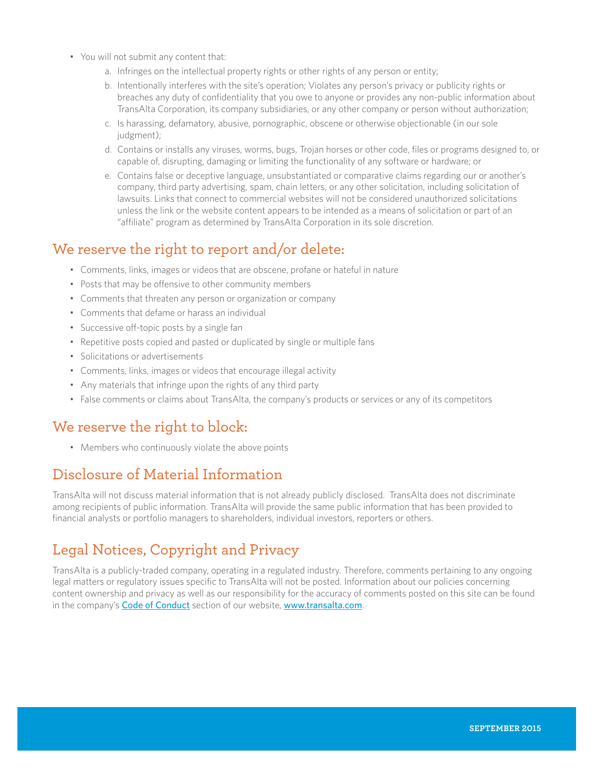- You will not submit any content that:
    a. Infringes on the intellectual property rights or other rights of any person or entity;
    b. Intentionally interferes with the site's operation; Violates any person's privacy or publicity rights or breaches any duty of confidentiality that you owe to anyone or provides any non-public information about TransAlta Corporation, its company subsidiaries, or any other company or person without authorization;
    c. Is harassing, defamatory, abusive, pornographic, obscene or otherwise objectionable (in our sole judgment);
    d. Contains or installs any viruses, worms, bugs, Trojan horses or other code, files or programs designed to, or capable of, disrupting, damaging or limiting the functionality of any software or hardware; or
    e. Contains false or deceptive language, unsubstantiated or comparative claims regarding our or another's company, third party advertising, spam, chain letters, or any other solicitation, including solicitation of lawsuits. Links that connect to commercial websites will not be considered unauthorized solicitations unless the link or the website content appears to be intended as a means of solicitation or part of an "affiliate" program as determined by TransAlta Corporation in its sole discretion.

## We reserve the right to report and/or delete:

- Comments, links, images or videos that are obscene, profane or hateful in nature
- Posts that may be offensive to other community members
- Comments that threaten any person or organization or company
- Comments that defame or harass an individual
- Successive off-topic posts by a single fan
- Repetitive posts copied and pasted or duplicated by single or multiple fans
- Solicitations or advertisements
- Comments, links, images or videos that encourage illegal activity
- Any materials that infringe upon the rights of any third party
- False comments or claims about TransAlta, the company's products or services or any of its competitors

## We reserve the right to block:

- Members who continuously violate the above points

## Disclosure of Material Information

TransAlta will not discuss material information that is not already publicly disclosed. TransAlta does not discriminate among recipients of public information. TransAlta will provide the same public information that has been provided to financial analysts or portfolio managers to shareholders, individual investors, reporters or others.

## Legal Notices, Copyright and Privacy

TransAlta is a publicly-traded company, operating in a regulated industry. Therefore, comments pertaining to any ongoing legal matters or regulatory issues specific to TransAlta will not be posted. Information about our policies concerning content ownership and privacy as well as our responsibility for the accuracy of comments posted on this site can be found in the company's Code of Conduct section of our website, www.transalta.com.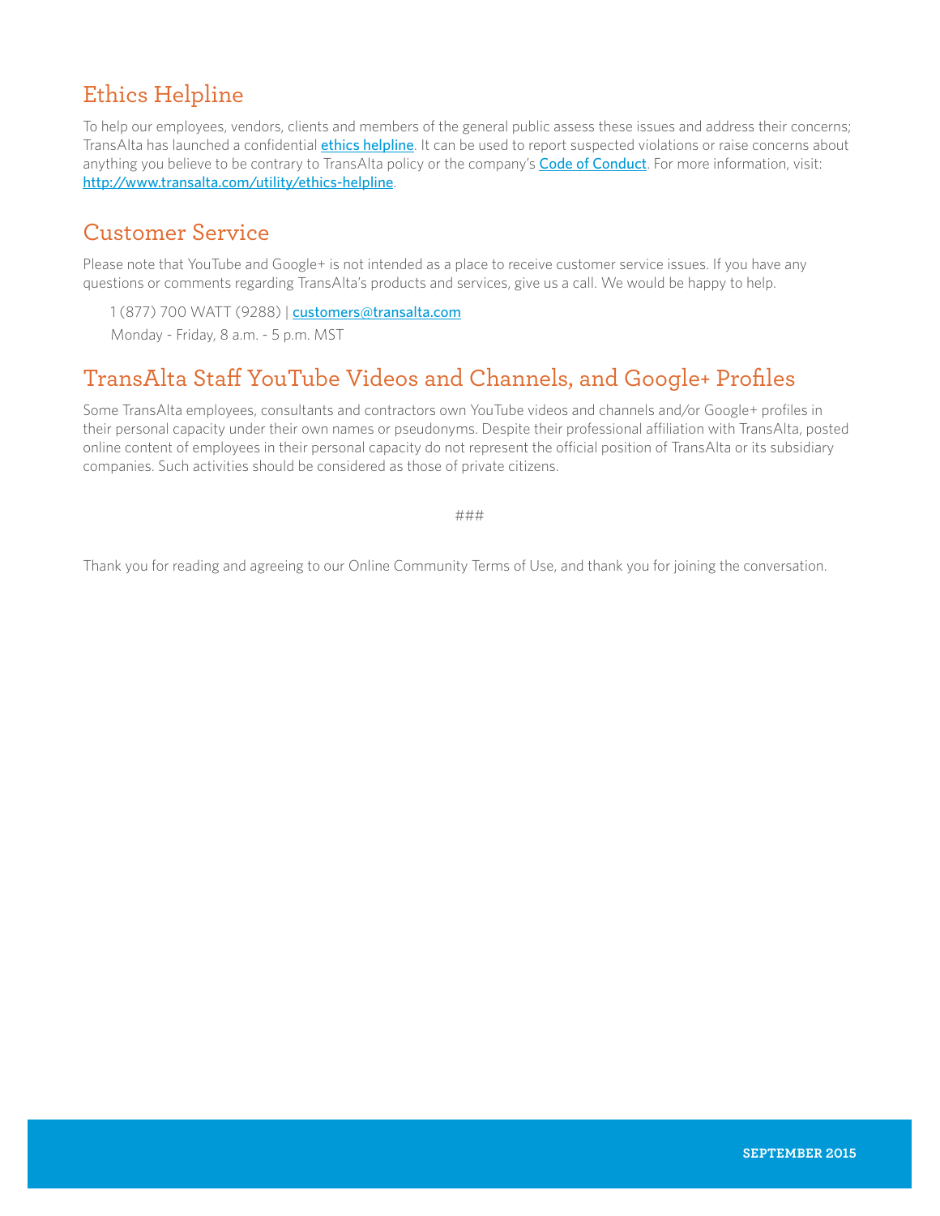## Ethics Helpline

To help our employees, vendors, clients and members of the general public assess these issues and address their concerns; TransAlta has launched a confidential [ethics helpline](http://www.transalta.com/utility/ethics-helpline). It can be used to report suspected violations or raise concerns about anything you believe to be contrary to TransAlta policy or the company's Code of Conduct. For more information, visit: http://www.transalta.com/utility/ethics-helpline.

## Customer Service

Please note that YouTube and Google+ is not intended as a place to receive customer service issues. If you have any questions or comments regarding TransAlta's products and services, give us a call. We would be happy to help.

1 (877) 700 WATT (9288) | customers@transalta.com
Monday - Friday, 8 a.m. - 5 p.m. MST

## TransAlta Staff YouTube Videos and Channels, and Google+ Profiles

Some TransAlta employees, consultants and contractors own YouTube videos and channels and/or Google+ profiles in their personal capacity under their own names or pseudonyms. Despite their professional affiliation with TransAlta, posted online content of employees in their personal capacity do not represent the official position of TransAlta or its subsidiary companies. Such activities should be considered as those of private citizens.

###

Thank you for reading and agreeing to our Online Community Terms of Use, and thank you for joining the conversation.

**SEPTEMBER 2015**